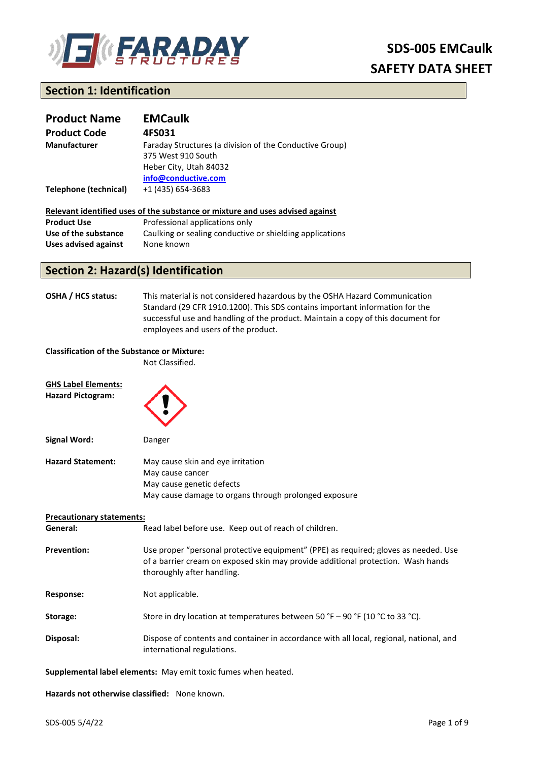# SDS-005 EMCaulk
# SAFETY DATA SHEET

## Section 1: Identification

| | |
|---|---|
| **Product Name** | **EMCaulk** |
| **Product Code** | **4FS031** |
| **Manufacturer** | Faraday Structures (a division of the Conductive Group)<br>375 West 910 South<br>Heber City, Utah 84032<br>info@conductive.com |
| **Telephone (technical)** | +1 (435) 654-3683 |

**Relevant identified uses of the substance or mixture and uses advised against**

| | |
|---|---|
| **Product Use** | Professional applications only |
| **Use of the substance** | Caulking or sealing conductive or shielding applications |
| **Uses advised against** | None known |

## Section 2: Hazard(s) Identification

**OSHA / HCS status:** This material is not considered hazardous by the OSHA Hazard Communication Standard (29 CFR 1910.1200). This SDS contains important information for the successful use and handling of the product. Maintain a copy of this document for employees and users of the product.

**Classification of the Substance or Mixture:**
Not Classified.

**GHS Label Elements:**
**Hazard Pictogram:**

**Signal Word:** Danger

**Hazard Statement:**
May cause skin and eye irritation
May cause cancer
May cause genetic defects
May cause damage to organs through prolonged exposure

**Precautionary statements:**

**General:** Read label before use. Keep out of reach of children.

**Prevention:** Use proper "personal protective equipment" (PPE) as required; gloves as needed. Use of a barrier cream on exposed skin may provide additional protection. Wash hands thoroughly after handling.

**Response:** Not applicable.

**Storage:** Store in dry location at temperatures between 50 °F – 90 °F (10 °C to 33 °C).

**Disposal:** Dispose of contents and container in accordance with all local, regional, national, and international regulations.

**Supplemental label elements:** May emit toxic fumes when heated.

**Hazards not otherwise classified:** None known.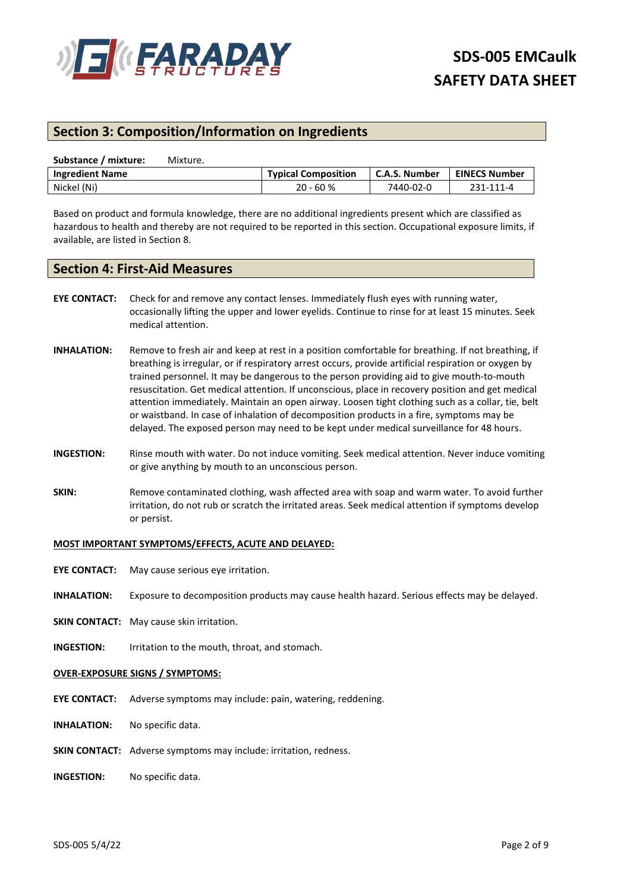## Section 3: Composition/Information on Ingredients

**Substance / mixture:** Mixture.

| Ingredient Name | Typical Composition | C.A.S. Number | EINECS Number |
|---|---|---|---|
| Nickel (Ni) | 20 - 60 % | 7440-02-0 | 231-111-4 |

Based on product and formula knowledge, there are no additional ingredients present which are classified as hazardous to health and thereby are not required to be reported in this section. Occupational exposure limits, if available, are listed in Section 8.

## Section 4: First-Aid Measures

**EYE CONTACT:** Check for and remove any contact lenses. Immediately flush eyes with running water, occasionally lifting the upper and lower eyelids. Continue to rinse for at least 15 minutes. Seek medical attention.

**INHALATION:** Remove to fresh air and keep at rest in a position comfortable for breathing. If not breathing, if breathing is irregular, or if respiratory arrest occurs, provide artificial respiration or oxygen by trained personnel. It may be dangerous to the person providing aid to give mouth-to-mouth resuscitation. Get medical attention. If unconscious, place in recovery position and get medical attention immediately. Maintain an open airway. Loosen tight clothing such as a collar, tie, belt or waistband. In case of inhalation of decomposition products in a fire, symptoms may be delayed. The exposed person may need to be kept under medical surveillance for 48 hours.

**INGESTION:** Rinse mouth with water. Do not induce vomiting. Seek medical attention. Never induce vomiting or give anything by mouth to an unconscious person.

**SKIN:** Remove contaminated clothing, wash affected area with soap and warm water. To avoid further irritation, do not rub or scratch the irritated areas. Seek medical attention if symptoms develop or persist.

**MOST IMPORTANT SYMPTOMS/EFFECTS, ACUTE AND DELAYED:**

**EYE CONTACT:** May cause serious eye irritation.

**INHALATION:** Exposure to decomposition products may cause health hazard. Serious effects may be delayed.

**SKIN CONTACT:** May cause skin irritation.

**INGESTION:** Irritation to the mouth, throat, and stomach.

**OVER-EXPOSURE SIGNS / SYMPTOMS:**

**EYE CONTACT:** Adverse symptoms may include: pain, watering, reddening.

**INHALATION:** No specific data.

**SKIN CONTACT:** Adverse symptoms may include: irritation, redness.

**INGESTION:** No specific data.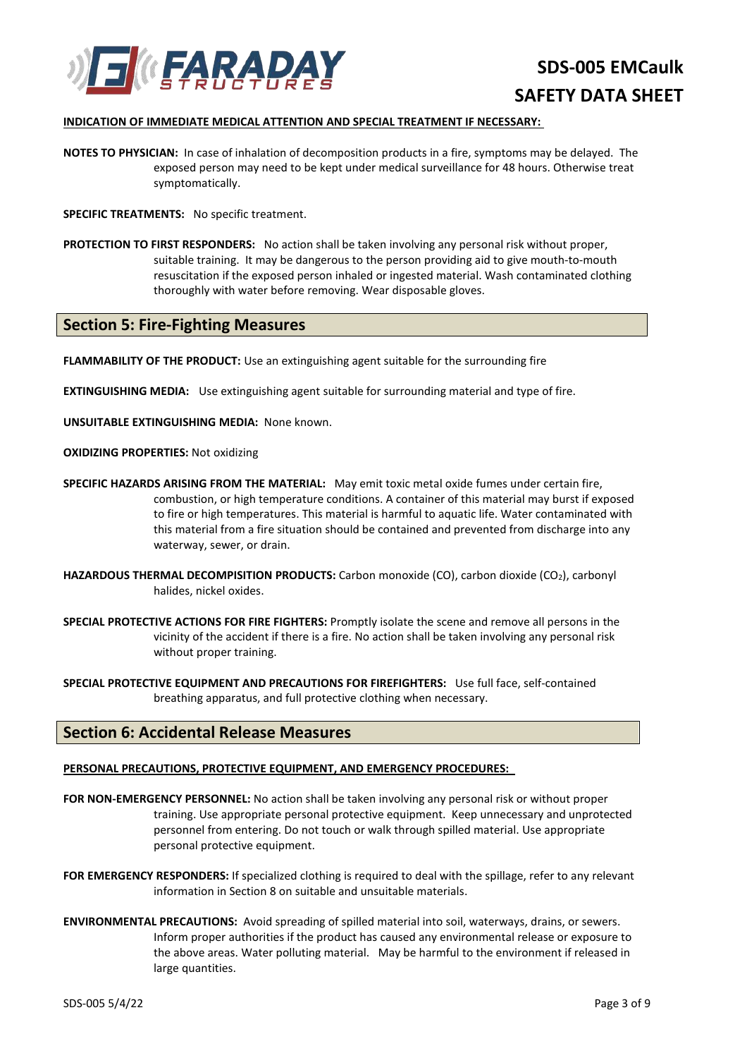**INDICATION OF IMMEDIATE MEDICAL ATTENTION AND SPECIAL TREATMENT IF NECESSARY:**

**NOTES TO PHYSICIAN:** In case of inhalation of decomposition products in a fire, symptoms may be delayed. The exposed person may need to be kept under medical surveillance for 48 hours. Otherwise treat symptomatically.

**SPECIFIC TREATMENTS:** No specific treatment.

**PROTECTION TO FIRST RESPONDERS:** No action shall be taken involving any personal risk without proper, suitable training. It may be dangerous to the person providing aid to give mouth-to-mouth resuscitation if the exposed person inhaled or ingested material. Wash contaminated clothing thoroughly with water before removing. Wear disposable gloves.

## Section 5: Fire-Fighting Measures

**FLAMMABILITY OF THE PRODUCT:** Use an extinguishing agent suitable for the surrounding fire

**EXTINGUISHING MEDIA:** Use extinguishing agent suitable for surrounding material and type of fire.

**UNSUITABLE EXTINGUISHING MEDIA:** None known.

**OXIDIZING PROPERTIES:** Not oxidizing

**SPECIFIC HAZARDS ARISING FROM THE MATERIAL:** May emit toxic metal oxide fumes under certain fire, combustion, or high temperature conditions. A container of this material may burst if exposed to fire or high temperatures. This material is harmful to aquatic life. Water contaminated with this material from a fire situation should be contained and prevented from discharge into any waterway, sewer, or drain.

**HAZARDOUS THERMAL DECOMPISITION PRODUCTS:** Carbon monoxide (CO), carbon dioxide ($CO_2$), carbonyl halides, nickel oxides.

**SPECIAL PROTECTIVE ACTIONS FOR FIRE FIGHTERS:** Promptly isolate the scene and remove all persons in the vicinity of the accident if there is a fire. No action shall be taken involving any personal risk without proper training.

**SPECIAL PROTECTIVE EQUIPMENT AND PRECAUTIONS FOR FIREFIGHTERS:** Use full face, self-contained breathing apparatus, and full protective clothing when necessary.

## Section 6: Accidental Release Measures

**PERSONAL PRECAUTIONS, PROTECTIVE EQUIPMENT, AND EMERGENCY PROCEDURES:**

**FOR NON-EMERGENCY PERSONNEL:** No action shall be taken involving any personal risk or without proper training. Use appropriate personal protective equipment. Keep unnecessary and unprotected personnel from entering. Do not touch or walk through spilled material. Use appropriate personal protective equipment.

**FOR EMERGENCY RESPONDERS:** If specialized clothing is required to deal with the spillage, refer to any relevant information in Section 8 on suitable and unsuitable materials.

**ENVIRONMENTAL PRECAUTIONS:** Avoid spreading of spilled material into soil, waterways, drains, or sewers. Inform proper authorities if the product has caused any environmental release or exposure to the above areas. Water polluting material. May be harmful to the environment if released in large quantities.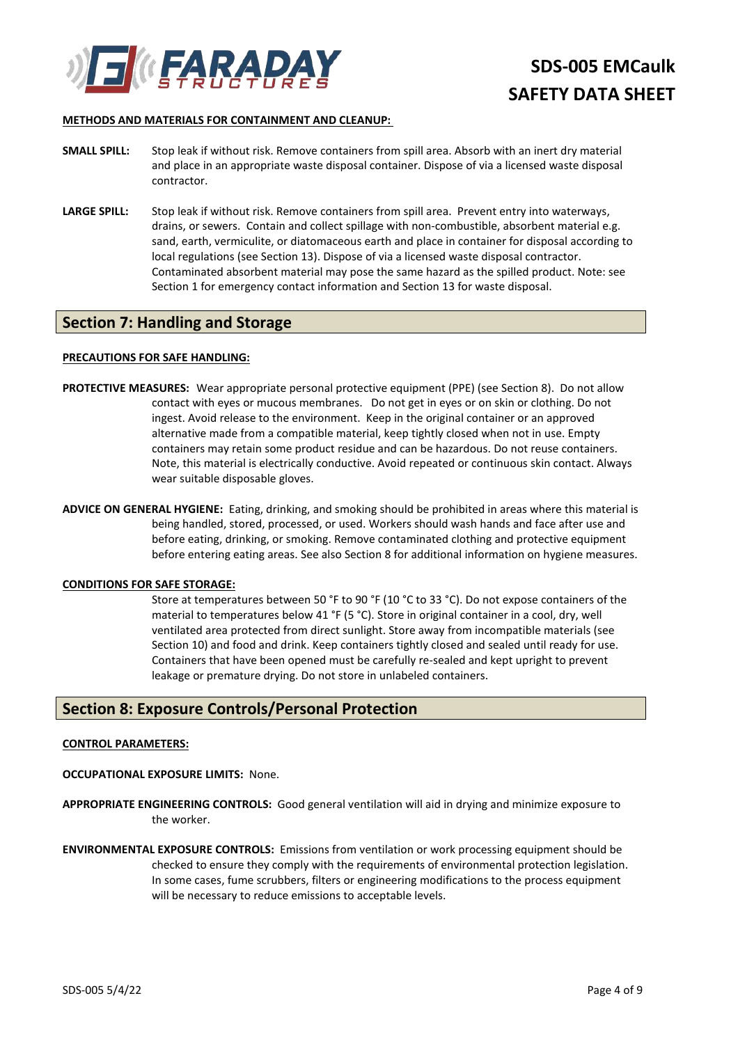**METHODS AND MATERIALS FOR CONTAINMENT AND CLEANUP:**

**SMALL SPILL:** Stop leak if without risk. Remove containers from spill area. Absorb with an inert dry material and place in an appropriate waste disposal container. Dispose of via a licensed waste disposal contractor.

**LARGE SPILL:** Stop leak if without risk. Remove containers from spill area. Prevent entry into waterways, drains, or sewers. Contain and collect spillage with non-combustible, absorbent material e.g. sand, earth, vermiculite, or diatomaceous earth and place in container for disposal according to local regulations (see Section 13). Dispose of via a licensed waste disposal contractor. Contaminated absorbent material may pose the same hazard as the spilled product. Note: see Section 1 for emergency contact information and Section 13 for waste disposal.

## Section 7: Handling and Storage

**PRECAUTIONS FOR SAFE HANDLING:**

**PROTECTIVE MEASURES:** Wear appropriate personal protective equipment (PPE) (see Section 8). Do not allow contact with eyes or mucous membranes. Do not get in eyes or on skin or clothing. Do not ingest. Avoid release to the environment. Keep in the original container or an approved alternative made from a compatible material, keep tightly closed when not in use. Empty containers may retain some product residue and can be hazardous. Do not reuse containers. Note, this material is electrically conductive. Avoid repeated or continuous skin contact. Always wear suitable disposable gloves.

**ADVICE ON GENERAL HYGIENE:** Eating, drinking, and smoking should be prohibited in areas where this material is being handled, stored, processed, or used. Workers should wash hands and face after use and before eating, drinking, or smoking. Remove contaminated clothing and protective equipment before entering eating areas. See also Section 8 for additional information on hygiene measures.

**CONDITIONS FOR SAFE STORAGE:**

Store at temperatures between 50 °F to 90 °F (10 °C to 33 °C). Do not expose containers of the material to temperatures below 41 °F (5 °C). Store in original container in a cool, dry, well ventilated area protected from direct sunlight. Store away from incompatible materials (see Section 10) and food and drink. Keep containers tightly closed and sealed until ready for use. Containers that have been opened must be carefully re-sealed and kept upright to prevent leakage or premature drying. Do not store in unlabeled containers.

## Section 8: Exposure Controls/Personal Protection

**CONTROL PARAMETERS:**

**OCCUPATIONAL EXPOSURE LIMITS:** None.

**APPROPRIATE ENGINEERING CONTROLS:** Good general ventilation will aid in drying and minimize exposure to the worker.

**ENVIRONMENTAL EXPOSURE CONTROLS:** Emissions from ventilation or work processing equipment should be checked to ensure they comply with the requirements of environmental protection legislation. In some cases, fume scrubbers, filters or engineering modifications to the process equipment will be necessary to reduce emissions to acceptable levels.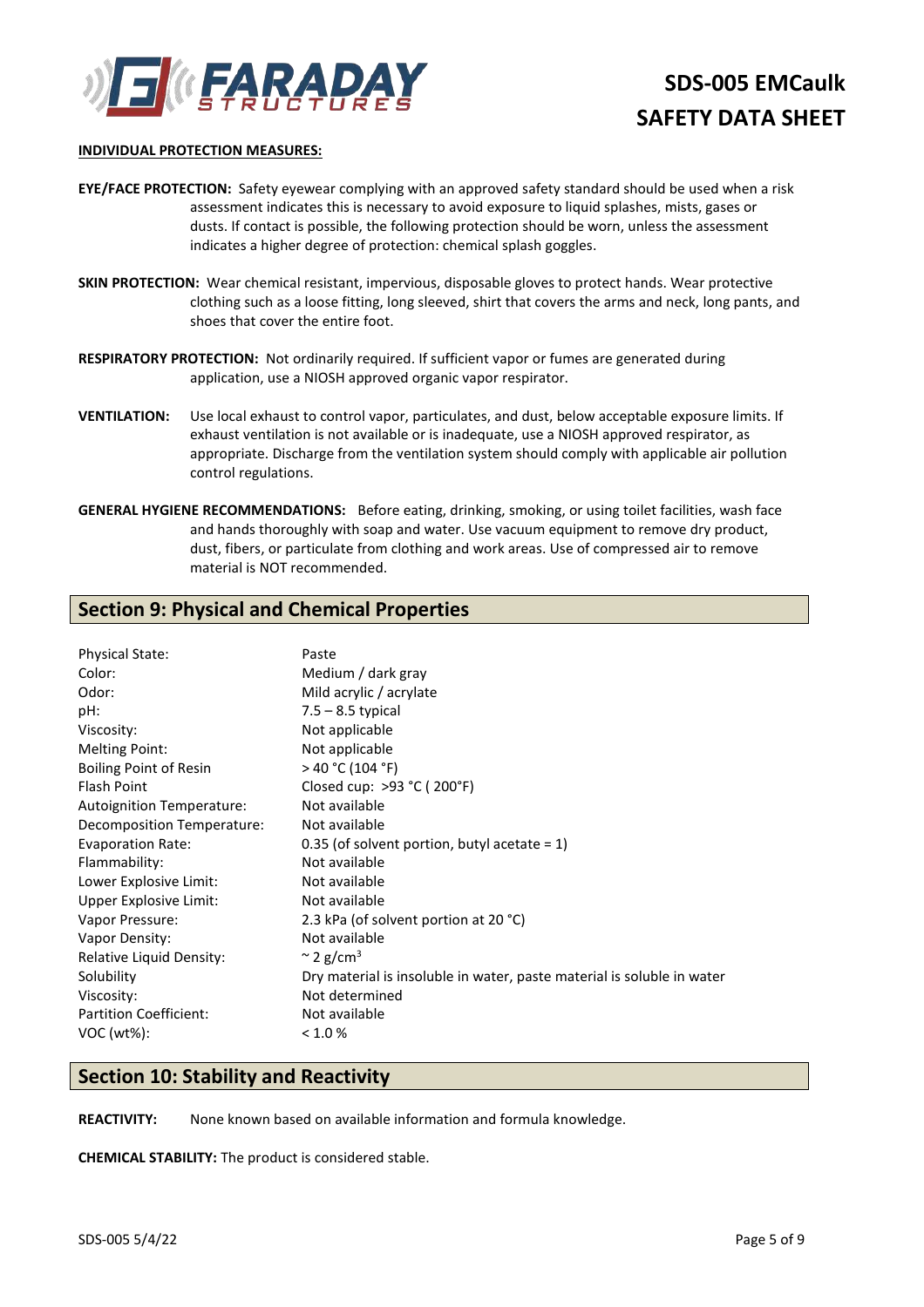**INDIVIDUAL PROTECTION MEASURES:**

**EYE/FACE PROTECTION:** Safety eyewear complying with an approved safety standard should be used when a risk assessment indicates this is necessary to avoid exposure to liquid splashes, mists, gases or dusts. If contact is possible, the following protection should be worn, unless the assessment indicates a higher degree of protection: chemical splash goggles.

**SKIN PROTECTION:** Wear chemical resistant, impervious, disposable gloves to protect hands. Wear protective clothing such as a loose fitting, long sleeved, shirt that covers the arms and neck, long pants, and shoes that cover the entire foot.

**RESPIRATORY PROTECTION:** Not ordinarily required. If sufficient vapor or fumes are generated during application, use a NIOSH approved organic vapor respirator.

**VENTILATION:** Use local exhaust to control vapor, particulates, and dust, below acceptable exposure limits. If exhaust ventilation is not available or is inadequate, use a NIOSH approved respirator, as appropriate. Discharge from the ventilation system should comply with applicable air pollution control regulations.

**GENERAL HYGIENE RECOMMENDATIONS:** Before eating, drinking, smoking, or using toilet facilities, wash face and hands thoroughly with soap and water. Use vacuum equipment to remove dry product, dust, fibers, or particulate from clothing and work areas. Use of compressed air to remove material is NOT recommended.

## Section 9: Physical and Chemical Properties

| | |
|---|---|
| Physical State: | Paste |
| Color: | Medium / dark gray |
| Odor: | Mild acrylic / acrylate |
| pH: | 7.5 – 8.5 typical |
| Viscosity: | Not applicable |
| Melting Point: | Not applicable |
| Boiling Point of Resin | > 40 °C (104 °F) |
| Flash Point | Closed cup: >93 °C ( 200°F) |
| Autoignition Temperature: | Not available |
| Decomposition Temperature: | Not available |
| Evaporation Rate: | 0.35 (of solvent portion, butyl acetate = 1) |
| Flammability: | Not available |
| Lower Explosive Limit: | Not available |
| Upper Explosive Limit: | Not available |
| Vapor Pressure: | 2.3 kPa (of solvent portion at 20 °C) |
| Vapor Density: | Not available |
| Relative Liquid Density: | ~ 2 g/cm$^3$ |
| Solubility | Dry material is insoluble in water, paste material is soluble in water |
| Viscosity: | Not determined |
| Partition Coefficient: | Not available |
| VOC (wt%): | < 1.0 % |

## Section 10: Stability and Reactivity

**REACTIVITY:** None known based on available information and formula knowledge.

**CHEMICAL STABILITY:** The product is considered stable.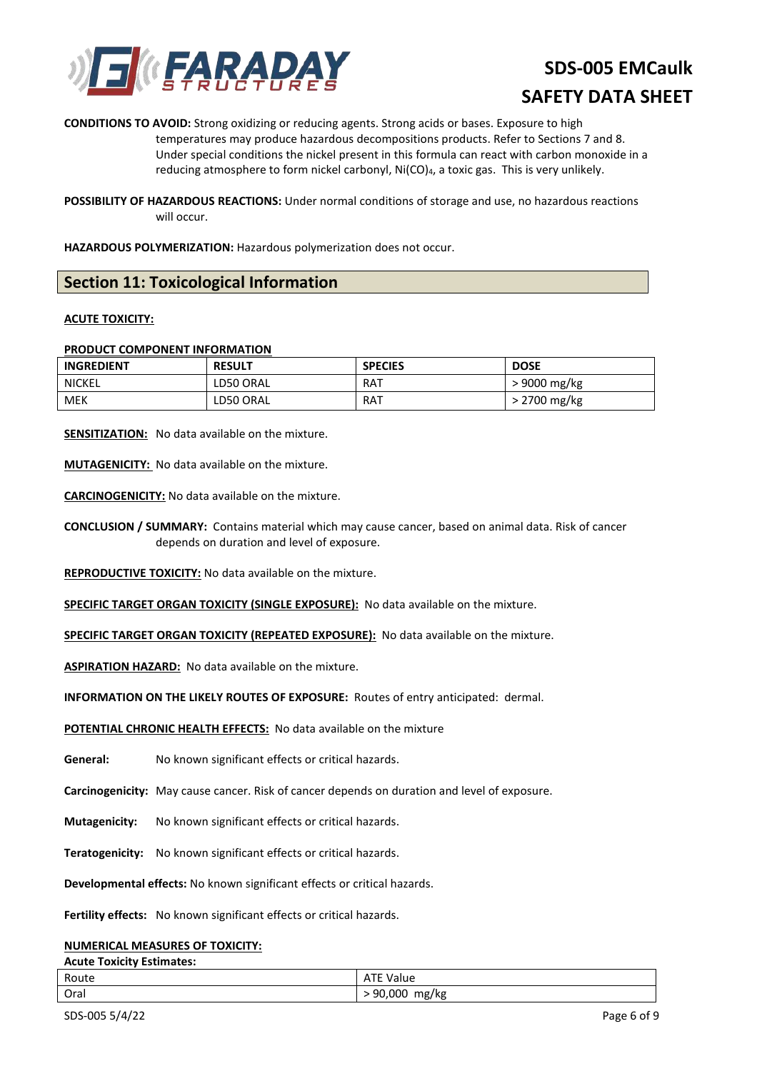**CONDITIONS TO AVOID:** Strong oxidizing or reducing agents. Strong acids or bases. Exposure to high temperatures may produce hazardous decompositions products. Refer to Sections 7 and 8. Under special conditions the nickel present in this formula can react with carbon monoxide in a reducing atmosphere to form nickel carbonyl, $Ni(CO)_4$, a toxic gas. This is very unlikely.

**POSSIBILITY OF HAZARDOUS REACTIONS:** Under normal conditions of storage and use, no hazardous reactions will occur.

**HAZARDOUS POLYMERIZATION:** Hazardous polymerization does not occur.

## Section 11: Toxicological Information

**ACUTE TOXICITY:**

**PRODUCT COMPONENT INFORMATION**

| INGREDIENT | RESULT | SPECIES | DOSE |
|---|---|---|---|
| NICKEL | LD50 ORAL | RAT | > 9000 mg/kg |
| MEK | LD50 ORAL | RAT | > 2700 mg/kg |

**SENSITIZATION:** No data available on the mixture.

**MUTAGENICITY:** No data available on the mixture.

**CARCINOGENICITY:** No data available on the mixture.

**CONCLUSION / SUMMARY:** Contains material which may cause cancer, based on animal data. Risk of cancer depends on duration and level of exposure.

**REPRODUCTIVE TOXICITY:** No data available on the mixture.

**SPECIFIC TARGET ORGAN TOXICITY (SINGLE EXPOSURE):** No data available on the mixture.

**SPECIFIC TARGET ORGAN TOXICITY (REPEATED EXPOSURE):** No data available on the mixture.

**ASPIRATION HAZARD:** No data available on the mixture.

**INFORMATION ON THE LIKELY ROUTES OF EXPOSURE:** Routes of entry anticipated: dermal.

**POTENTIAL CHRONIC HEALTH EFFECTS:** No data available on the mixture

**General:** No known significant effects or critical hazards.

**Carcinogenicity:** May cause cancer. Risk of cancer depends on duration and level of exposure.

**Mutagenicity:** No known significant effects or critical hazards.

**Teratogenicity:** No known significant effects or critical hazards.

**Developmental effects:** No known significant effects or critical hazards.

**Fertility effects:** No known significant effects or critical hazards.

**NUMERICAL MEASURES OF TOXICITY:**

**Acute Toxicity Estimates:**

| Route | ATE Value |
|---|---|
| Oral | > 90,000 mg/kg |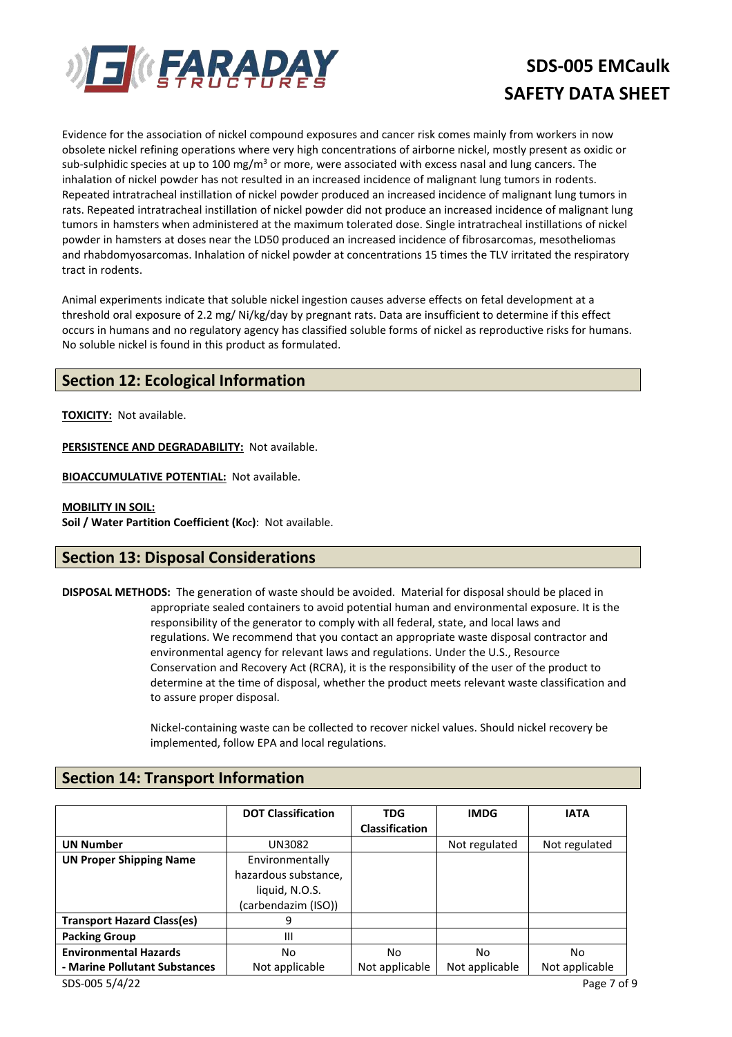Evidence for the association of nickel compound exposures and cancer risk comes mainly from workers in now obsolete nickel refining operations where very high concentrations of airborne nickel, mostly present as oxidic or sub-sulphidic species at up to 100 $mg/m^3$ or more, were associated with excess nasal and lung cancers. The inhalation of nickel powder has not resulted in an increased incidence of malignant lung tumors in rodents. Repeated intratracheal instillation of nickel powder produced an increased incidence of malignant lung tumors in rats. Repeated intratracheal instillation of nickel powder did not produce an increased incidence of malignant lung tumors in hamsters when administered at the maximum tolerated dose. Single intratracheal instillations of nickel powder in hamsters at doses near the LD50 produced an increased incidence of fibrosarcomas, mesotheliomas and rhabdomyosarcomas. Inhalation of nickel powder at concentrations 15 times the TLV irritated the respiratory tract in rodents.

Animal experiments indicate that soluble nickel ingestion causes adverse effects on fetal development at a threshold oral exposure of 2.2 mg/ Ni/kg/day by pregnant rats. Data are insufficient to determine if this effect occurs in humans and no regulatory agency has classified soluble forms of nickel as reproductive risks for humans. No soluble nickel is found in this product as formulated.

## Section 12: Ecological Information

**TOXICITY:** Not available.

**PERSISTENCE AND DEGRADABILITY:** Not available.

**BIOACCUMULATIVE POTENTIAL:** Not available.

**MOBILITY IN SOIL:**
**Soil / Water Partition Coefficient ($K_{OC}$)**: Not available.

## Section 13: Disposal Considerations

**DISPOSAL METHODS:** The generation of waste should be avoided. Material for disposal should be placed in appropriate sealed containers to avoid potential human and environmental exposure. It is the responsibility of the generator to comply with all federal, state, and local laws and regulations. We recommend that you contact an appropriate waste disposal contractor and environmental agency for relevant laws and regulations. Under the U.S., Resource Conservation and Recovery Act (RCRA), it is the responsibility of the user of the product to determine at the time of disposal, whether the product meets relevant waste classification and to assure proper disposal.

Nickel-containing waste can be collected to recover nickel values. Should nickel recovery be implemented, follow EPA and local regulations.

## Section 14: Transport Information

| | DOT Classification | TDG Classification | IMDG | IATA |
|---|---|---|---|---|
| **UN Number** | UN3082 | | Not regulated | Not regulated |
| **UN Proper Shipping Name** | Environmentally hazardous substance, liquid, N.O.S. (carbendazim (ISO)) | | | |
| **Transport Hazard Class(es)** | 9 | | | |
| **Packing Group** | III | | | |
| **Environmental Hazards** | No | No | No | No |
| **- Marine Pollutant Substances** | Not applicable | Not applicable | Not applicable | Not applicable |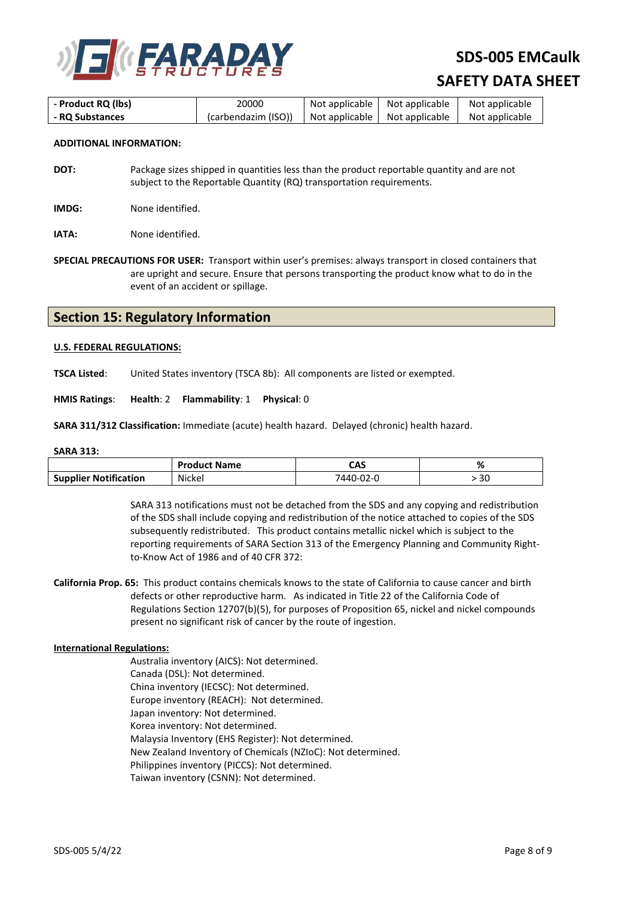| - Product RQ (lbs) | 20000 | Not applicable | Not applicable | Not applicable |
|---|---|---|---|---|
| - RQ Substances | (carbendazim (ISO)) | Not applicable | Not applicable | Not applicable |

**ADDITIONAL INFORMATION:**

**DOT:** Package sizes shipped in quantities less than the product reportable quantity and are not subject to the Reportable Quantity (RQ) transportation requirements.

**IMDG:** None identified.

**IATA:** None identified.

**SPECIAL PRECAUTIONS FOR USER:** Transport within user's premises: always transport in closed containers that are upright and secure. Ensure that persons transporting the product know what to do in the event of an accident or spillage.

## Section 15: Regulatory Information

**U.S. FEDERAL REGULATIONS:**

**TSCA Listed**: United States inventory (TSCA 8b): All components are listed or exempted.

**HMIS Ratings**: **Health**: 2 **Flammability**: 1 **Physical**: 0

**SARA 311/312 Classification:** Immediate (acute) health hazard. Delayed (chronic) health hazard.

**SARA 313:**

| | Product Name | CAS | % |
|---|---|---|---|
| **Supplier Notification** | Nickel | 7440-02-0 | > 30 |

SARA 313 notifications must not be detached from the SDS and any copying and redistribution of the SDS shall include copying and redistribution of the notice attached to copies of the SDS subsequently redistributed. This product contains metallic nickel which is subject to the reporting requirements of SARA Section 313 of the Emergency Planning and Community Right-to-Know Act of 1986 and of 40 CFR 372:

**California Prop. 65:** This product contains chemicals knows to the state of California to cause cancer and birth defects or other reproductive harm. As indicated in Title 22 of the California Code of Regulations Section 12707(b)(5), for purposes of Proposition 65, nickel and nickel compounds present no significant risk of cancer by the route of ingestion.

**International Regulations:**

Australia inventory (AICS): Not determined.
Canada (DSL): Not determined.
China inventory (IECSC): Not determined.
Europe inventory (REACH): Not determined.
Japan inventory: Not determined.
Korea inventory: Not determined.
Malaysia Inventory (EHS Register): Not determined.
New Zealand Inventory of Chemicals (NZIoC): Not determined.
Philippines inventory (PICCS): Not determined.
Taiwan inventory (CSNN): Not determined.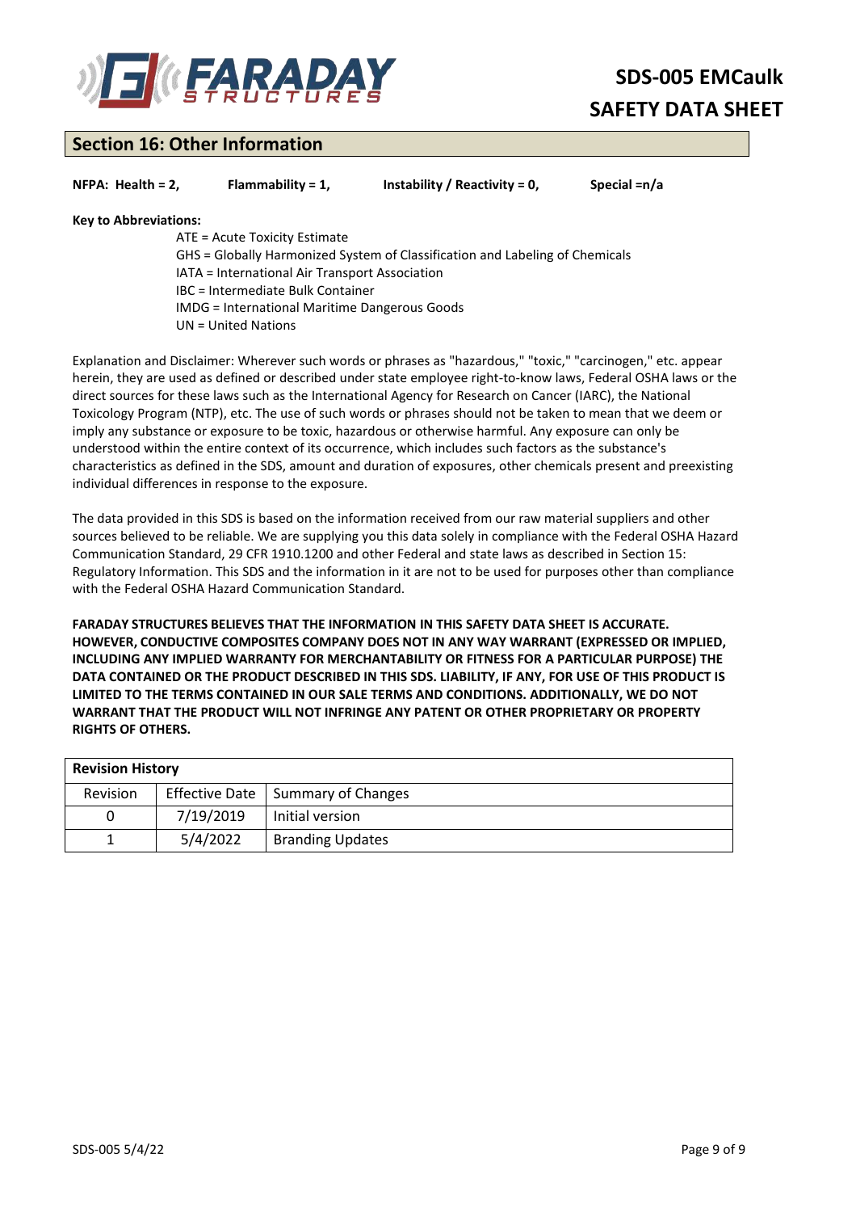## Section 16: Other Information

**NFPA: Health = 2, Flammability = 1, Instability / Reactivity = 0, Special =n/a**

**Key to Abbreviations:**

ATE = Acute Toxicity Estimate
GHS = Globally Harmonized System of Classification and Labeling of Chemicals
IATA = International Air Transport Association
IBC = Intermediate Bulk Container
IMDG = International Maritime Dangerous Goods
UN = United Nations

Explanation and Disclaimer: Wherever such words or phrases as "hazardous," "toxic," "carcinogen," etc. appear herein, they are used as defined or described under state employee right-to-know laws, Federal OSHA laws or the direct sources for these laws such as the International Agency for Research on Cancer (IARC), the National Toxicology Program (NTP), etc. The use of such words or phrases should not be taken to mean that we deem or imply any substance or exposure to be toxic, hazardous or otherwise harmful. Any exposure can only be understood within the entire context of its occurrence, which includes such factors as the substance's characteristics as defined in the SDS, amount and duration of exposures, other chemicals present and preexisting individual differences in response to the exposure.

The data provided in this SDS is based on the information received from our raw material suppliers and other sources believed to be reliable. We are supplying you this data solely in compliance with the Federal OSHA Hazard Communication Standard, 29 CFR 1910.1200 and other Federal and state laws as described in Section 15: Regulatory Information. This SDS and the information in it are not to be used for purposes other than compliance with the Federal OSHA Hazard Communication Standard.

**FARADAY STRUCTURES BELIEVES THAT THE INFORMATION IN THIS SAFETY DATA SHEET IS ACCURATE. HOWEVER, CONDUCTIVE COMPOSITES COMPANY DOES NOT IN ANY WAY WARRANT (EXPRESSED OR IMPLIED, INCLUDING ANY IMPLIED WARRANTY FOR MERCHANTABILITY OR FITNESS FOR A PARTICULAR PURPOSE) THE DATA CONTAINED OR THE PRODUCT DESCRIBED IN THIS SDS. LIABILITY, IF ANY, FOR USE OF THIS PRODUCT IS LIMITED TO THE TERMS CONTAINED IN OUR SALE TERMS AND CONDITIONS. ADDITIONALLY, WE DO NOT WARRANT THAT THE PRODUCT WILL NOT INFRINGE ANY PATENT OR OTHER PROPRIETARY OR PROPERTY RIGHTS OF OTHERS.**

| **Revision History** | | |
|---|---|---|
| Revision | Effective Date | Summary of Changes |
| 0 | 7/19/2019 | Initial version |
| 1 | 5/4/2022 | Branding Updates |